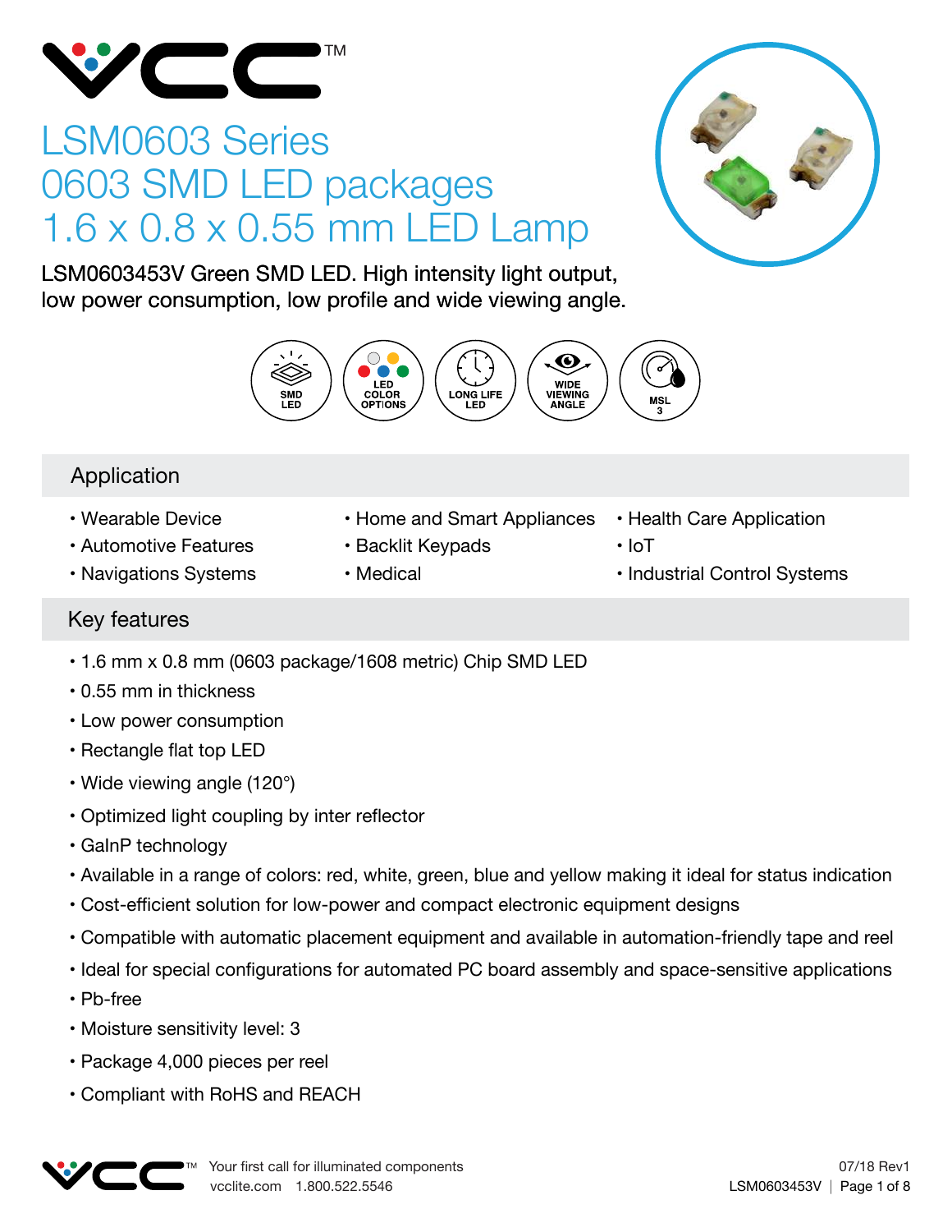# LSM0603 Series
# 0603 SMD LED packages
# 1.6 x 0.8 x 0.55 mm LED Lamp

LSM0603453V Green SMD LED. High intensity light output, low power consumption, low profile and wide viewing angle.

SMD LED | LED COLOR OPTIONS | LONG LIFE LED | WIDE VIEWING ANGLE | MSL 3

## Application

- Wearable Device
- Automotive Features
- Navigations Systems
- Home and Smart Appliances
- Backlit Keypads
- Medical
- Health Care Application
- IoT
- Industrial Control Systems

## Key features

- 1.6 mm x 0.8 mm (0603 package/1608 metric) Chip SMD LED
- 0.55 mm in thickness
- Low power consumption
- Rectangle flat top LED
- Wide viewing angle (120°)
- Optimized light coupling by inter reflector
- GaInP technology
- Available in a range of colors: red, white, green, blue and yellow making it ideal for status indication
- Cost-efficient solution for low-power and compact electronic equipment designs
- Compatible with automatic placement equipment and available in automation-friendly tape and reel
- Ideal for special configurations for automated PC board assembly and space-sensitive applications
- Pb-free
- Moisture sensitivity level: 3
- Package 4,000 pieces per reel
- Compliant with RoHS and REACH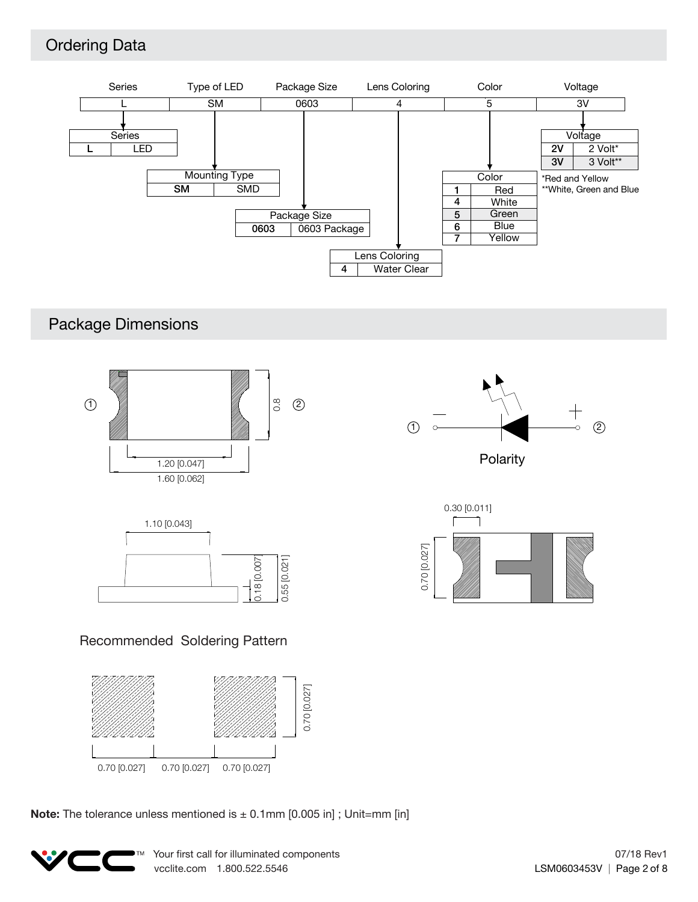## Ordering Data

| Series | Type of LED | Package Size | Lens Coloring | Color | Voltage |
|---|---|---|---|---|---|
| L | SM | 0603 | 4 | 5 | 3V |

| Series | |
|---|---|
| L | LED |

| Mounting Type | |
|---|---|
| SM | SMD |

| Package Size | |
|---|---|
| 0603 | 0603 Package |

| Lens Coloring | |
|---|---|
| 4 | Water Clear |

| Color | |
|---|---|
| 1 | Red |
| 4 | White |
| 5 | Green |
| 6 | Blue |
| 7 | Yellow |

| Voltage | |
|---|---|
| 2V | 2 Volt* |
| 3V | 3 Volt** |

*Red and Yellow
**White, Green and Blue

## Package Dimensions

① ② 0.8

1.20 [0.047]
1.60 [0.062]

① – + ②

Polarity

1.10 [0.043]
0.18 [0.007]
0.55 [0.021]

0.30 [0.011]
0.70 [0.027]

Recommended Soldering Pattern

0.70 [0.027]
0.70 [0.027] 0.70 [0.027] 0.70 [0.027]

**Note:** The tolerance unless mentioned is ± 0.1mm [0.005 in] ; Unit=mm [in]

Your first call for illuminated components
vcclite.com 1.800.522.5546

07/18 Rev1
LSM0603453V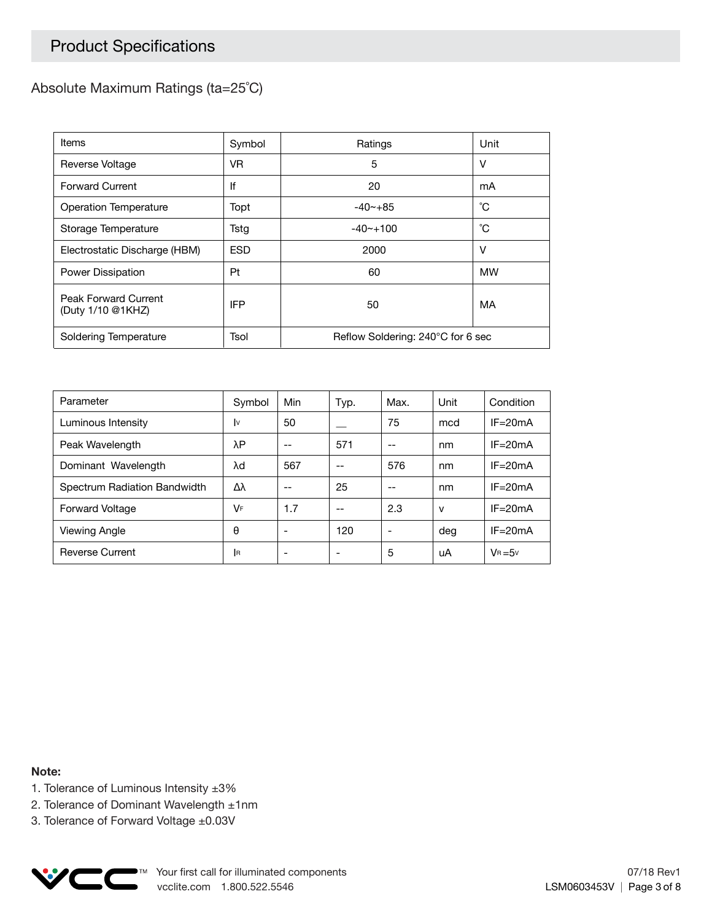## Product Specifications

### Absolute Maximum Ratings (ta=25˚C)

| Items | Symbol | Ratings | Unit |
|---|---|---|---|
| Reverse Voltage | VR | 5 | V |
| Forward Current | If | 20 | mA |
| Operation Temperature | Topt | -40~+85 | ˚C |
| Storage Temperature | Tstg | -40~+100 | ˚C |
| Electrostatic Discharge (HBM) | ESD | 2000 | V |
| Power Dissipation | Pt | 60 | MW |
| Peak Forward Current (Duty 1/10 @1KHZ) | IFP | 50 | MA |
| Soldering Temperature | Tsol | Reflow Soldering: 240°C for 6 sec | |

| Parameter | Symbol | Min | Typ. | Max. | Unit | Condition |
|---|---|---|---|---|---|---|
| Luminous Intensity | $I_V$ | 50 | __ | 75 | mcd | IF=20mA |
| Peak Wavelength | λP | -- | 571 | -- | nm | IF=20mA |
| Dominant Wavelength | λd | 567 | -- | 576 | nm | IF=20mA |
| Spectrum Radiation Bandwidth | Δλ | -- | 25 | -- | nm | IF=20mA |
| Forward Voltage | $V_F$ | 1.7 | -- | 2.3 | v | IF=20mA |
| Viewing Angle | θ | - | 120 | - | deg | IF=20mA |
| Reverse Current | $I_R$ | - | - | 5 | uA | $V_R$=5v |

**Note:**

1. Tolerance of Luminous Intensity ±3%
2. Tolerance of Dominant Wavelength ±1nm
3. Tolerance of Forward Voltage ±0.03V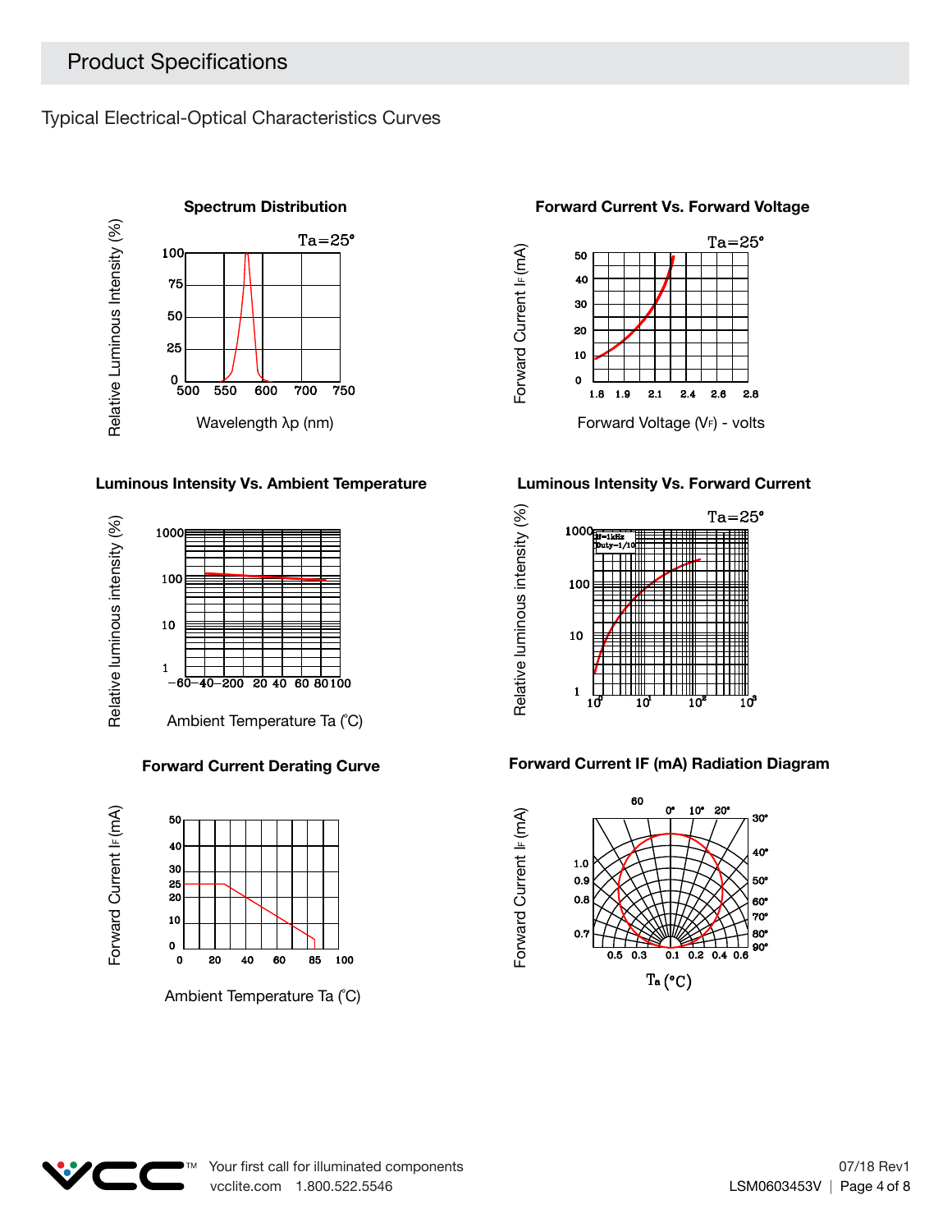## Product Specifications

### Typical Electrical-Optical Characteristics Curves

**Spectrum Distribution**

Ta=25°

Relative Luminous Intensity (%)

Wavelength λp (nm)

**Forward Current Vs. Forward Voltage**

Ta=25°

Forward Current $I_F$ (mA)

Forward Voltage ($V_F$) - volts

**Luminous Intensity Vs. Ambient Temperature**

Relative luminous intensity (%)

Ambient Temperature Ta (°C)

**Luminous Intensity Vs. Forward Current**

Ta=25°

If=1kHz Duty=1/10

Relative luminous intensity (%)

**Forward Current Derating Curve**

Forward Current $I_F$ (mA)

Ambient Temperature Ta (°C)

**Forward Current IF (mA) Radiation Diagram**

Forward Current $I_F$ (mA)

Ta (°C)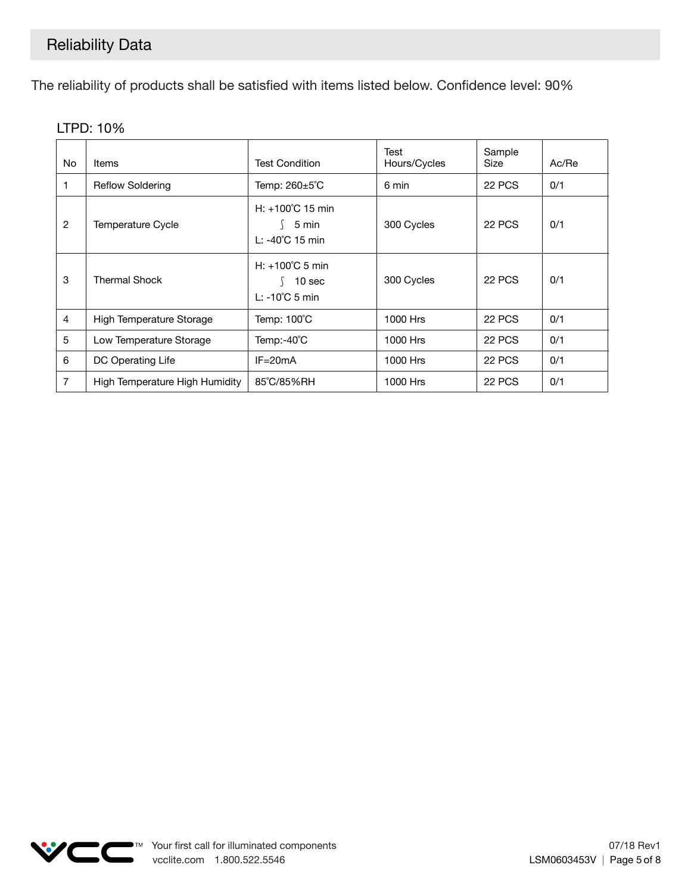## Reliability Data

The reliability of products shall be satisfied with items listed below. Confidence level: 90%

LTPD: 10%

| No | Items | Test Condition | Test Hours/Cycles | Sample Size | Ac/Re |
|---|---|---|---|---|---|
| 1 | Reflow Soldering | Temp: 260±5˚C | 6 min | 22 PCS | 0/1 |
| 2 | Temperature Cycle | H: +100˚C 15 min ∫ 5 min L: -40˚C 15 min | 300 Cycles | 22 PCS | 0/1 |
| 3 | Thermal Shock | H: +100˚C 5 min ∫ 10 sec L: -10˚C 5 min | 300 Cycles | 22 PCS | 0/1 |
| 4 | High Temperature Storage | Temp: 100˚C | 1000 Hrs | 22 PCS | 0/1 |
| 5 | Low Temperature Storage | Temp:-40˚C | 1000 Hrs | 22 PCS | 0/1 |
| 6 | DC Operating Life | IF=20mA | 1000 Hrs | 22 PCS | 0/1 |
| 7 | High Temperature High Humidity | 85˚C/85%RH | 1000 Hrs | 22 PCS | 0/1 |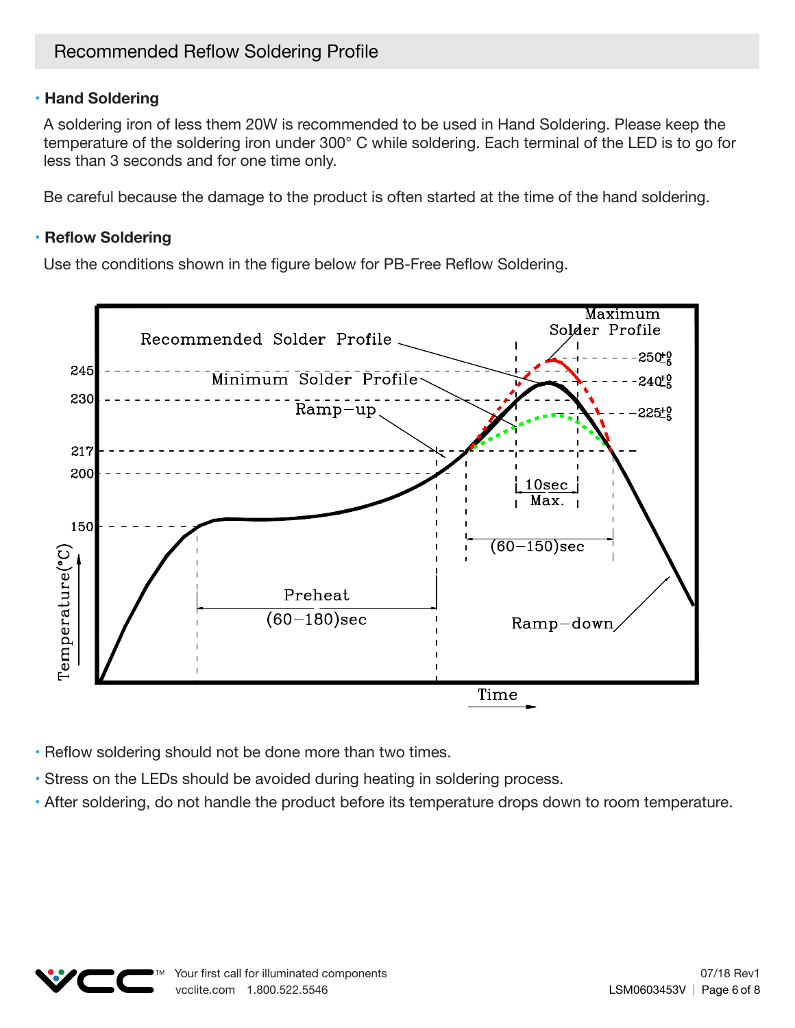## Recommended Reflow Soldering Profile

### Hand Soldering

A soldering iron of less them 20W is recommended to be used in Hand Soldering. Please keep the temperature of the soldering iron under 300° C while soldering. Each terminal of the LED is to go for less than 3 seconds and for one time only.

Be careful because the damage to the product is often started at the time of the hand soldering.

### Reflow Soldering

Use the conditions shown in the figure below for PB-Free Reflow Soldering.

- Reflow soldering should not be done more than two times.
- Stress on the LEDs should be avoided during heating in soldering process.
- After soldering, do not handle the product before its temperature drops down to room temperature.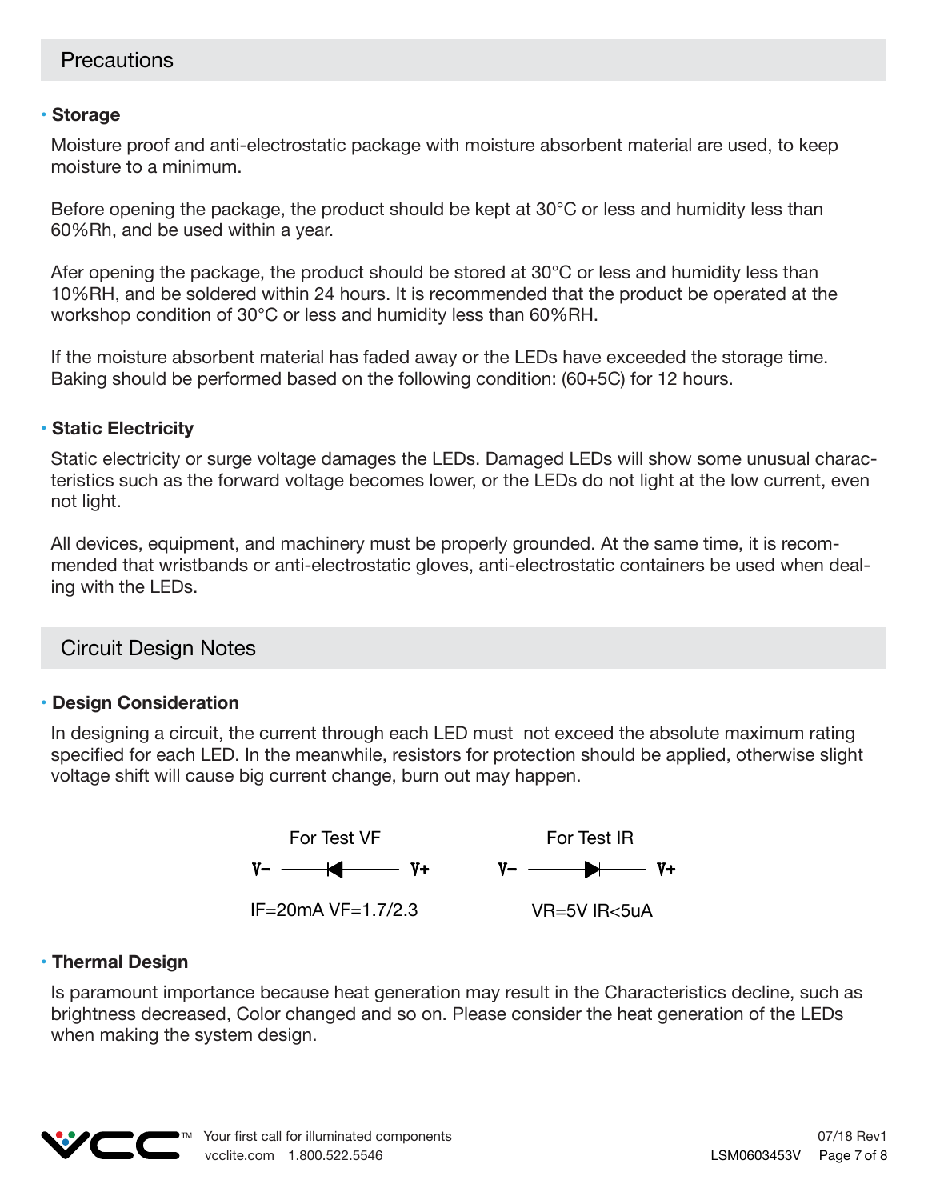## Precautions

### • Storage

Moisture proof and anti-electrostatic package with moisture absorbent material are used, to keep moisture to a minimum.

Before opening the package, the product should be kept at 30°C or less and humidity less than 60%Rh, and be used within a year.

Afer opening the package, the product should be stored at 30°C or less and humidity less than 10%RH, and be soldered within 24 hours. It is recommended that the product be operated at the workshop condition of 30°C or less and humidity less than 60%RH.

If the moisture absorbent material has faded away or the LEDs have exceeded the storage time. Baking should be performed based on the following condition: (60+5C) for 12 hours.

### • Static Electricity

Static electricity or surge voltage damages the LEDs. Damaged LEDs will show some unusual characteristics such as the forward voltage becomes lower, or the LEDs do not light at the low current, even not light.

All devices, equipment, and machinery must be properly grounded. At the same time, it is recommended that wristbands or anti-electrostatic gloves, anti-electrostatic containers be used when dealing with the LEDs.

## Circuit Design Notes

### • Design Consideration

In designing a circuit, the current through each LED must not exceed the absolute maximum rating specified for each LED. In the meanwhile, resistors for protection should be applied, otherwise slight voltage shift will cause big current change, burn out may happen.

For Test VF

V− ——◄—— V+

IF=20mA VF=1.7/2.3

For Test IR

V− ——►—— V+

VR=5V IR<5uA

### • Thermal Design

Is paramount importance because heat generation may result in the Characteristics decline, such as brightness decreased, Color changed and so on. Please consider the heat generation of the LEDs when making the system design.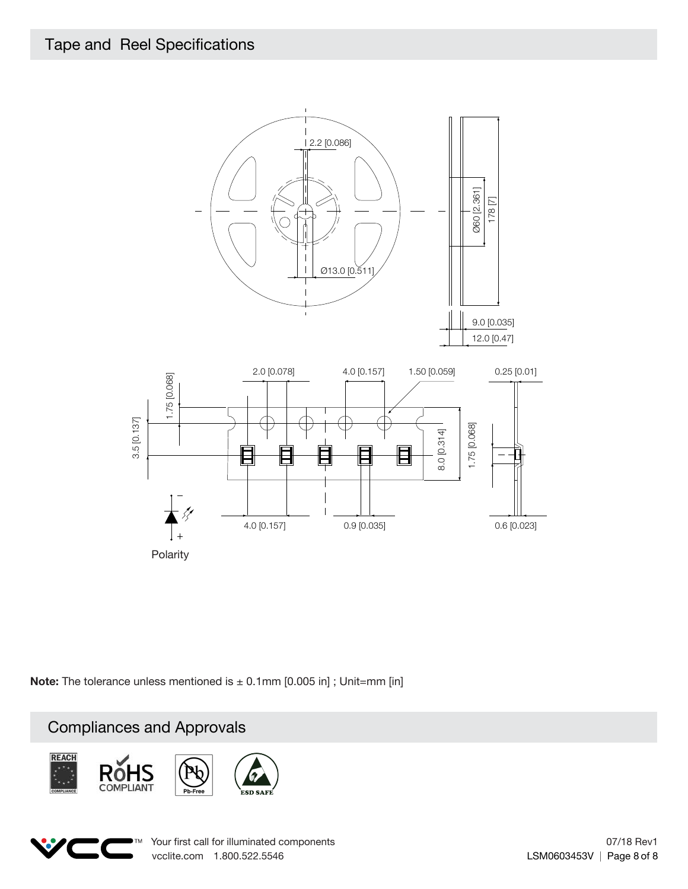## Tape and Reel Specifications

2.2 [0.086]

Ø13.0 [0.511]

Ø60 [2.361]

178 [7]

9.0 [0.035]

12.0 [0.47]

2.0 [0.078]

4.0 [0.157]

1.50 [0.059]

0.25 [0.01]

1.75 [0.068]

3.5 [0.137]

8.0 [0.314]

1.75 [0.068]

4.0 [0.157]

0.9 [0.035]

0.6 [0.023]

Polarity

**Note:** The tolerance unless mentioned is ± 0.1mm [0.005 in] ; Unit=mm [in]

## Compliances and Approvals

REACH COMPLIANCE

RoHS COMPLIANT

Pb-Free

ESD SAFE

Your first call for illuminated components
vcclite.com 1.800.522.5546

07/18 Rev1
LSM0603453V